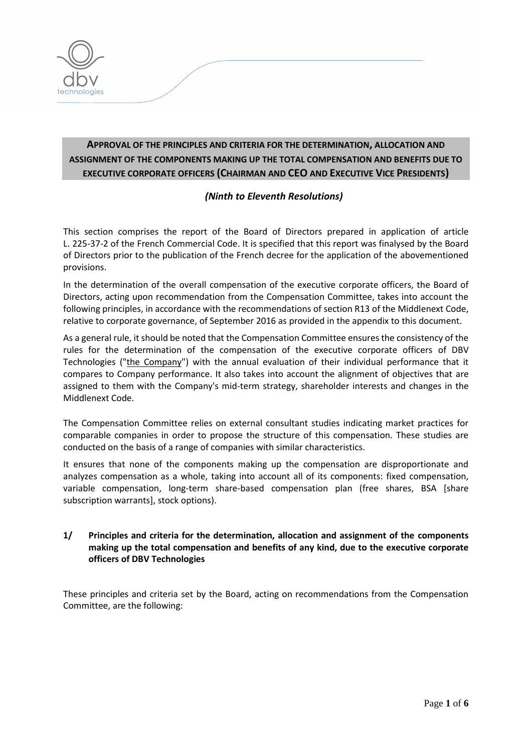## APPROVAL OF THE PRINCIPLES AND CRITERIA FOR THE DETERMINATION, ALLOCATION AND ASSIGNMENT OF THE COMPONENTS MAKING UP THE TOTAL COMPENSATION AND BENEFITS DUE TO EXECUTIVE CORPORATE OFFICERS (CHAIRMAN AND CEO AND EXECUTIVE VICE PRESIDENTS)

***(Ninth to Eleventh Resolutions)***

This section comprises the report of the Board of Directors prepared in application of article L. 225-37-2 of the French Commercial Code. It is specified that this report was finalised by the Board of Directors prior to the publication of the French decree for the application of the abovementioned provisions.

In the determination of the overall compensation of the executive corporate officers, the Board of Directors, acting upon recommendation from the Compensation Committee, takes into account the following principles, in accordance with the recommendations of section R13 of the Middlenext Code, relative to corporate governance, of September 2016 as provided in the appendix to this document.

As a general rule, it should be noted that the Compensation Committee ensures the consistency of the rules for the determination of the compensation of the executive corporate officers of DBV Technologies ("the Company") with the annual evaluation of their individual performance that it compares to Company performance. It also takes into account the alignment of objectives that are assigned to them with the Company's mid-term strategy, shareholder interests and changes in the Middlenext Code.

The Compensation Committee relies on external consultant studies indicating market practices for comparable companies in order to propose the structure of this compensation. These studies are conducted on the basis of a range of companies with similar characteristics.

It ensures that none of the components making up the compensation are disproportionate and analyzes compensation as a whole, taking into account all of its components: fixed compensation, variable compensation, long-term share-based compensation plan (free shares, BSA [share subscription warrants], stock options).

### 1/ Principles and criteria for the determination, allocation and assignment of the components making up the total compensation and benefits of any kind, due to the executive corporate officers of DBV Technologies

These principles and criteria set by the Board, acting on recommendations from the Compensation Committee, are the following: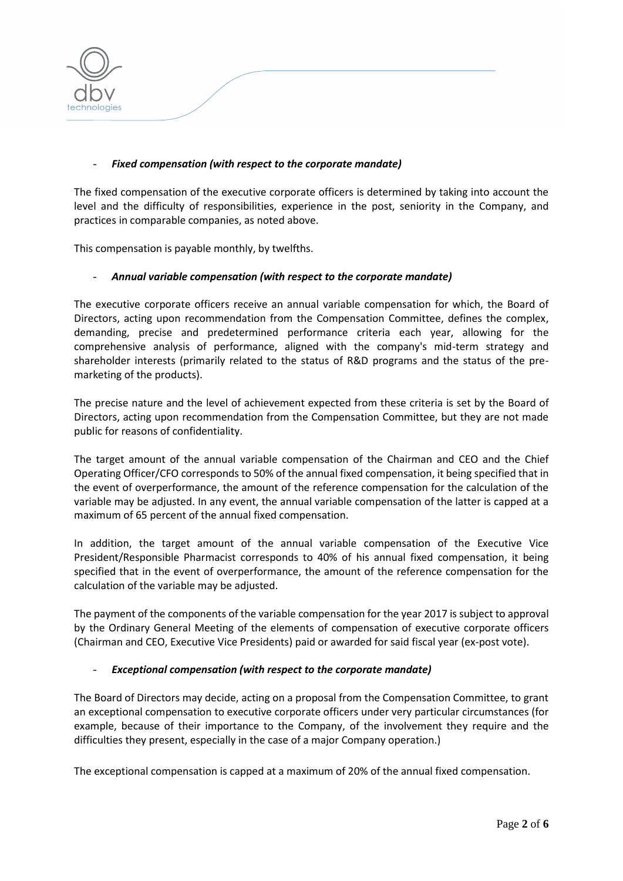- ***Fixed compensation (with respect to the corporate mandate)***

The fixed compensation of the executive corporate officers is determined by taking into account the level and the difficulty of responsibilities, experience in the post, seniority in the Company, and practices in comparable companies, as noted above.

This compensation is payable monthly, by twelfths.

- ***Annual variable compensation (with respect to the corporate mandate)***

The executive corporate officers receive an annual variable compensation for which, the Board of Directors, acting upon recommendation from the Compensation Committee, defines the complex, demanding, precise and predetermined performance criteria each year, allowing for the comprehensive analysis of performance, aligned with the company's mid-term strategy and shareholder interests (primarily related to the status of R&D programs and the status of the pre-marketing of the products).

The precise nature and the level of achievement expected from these criteria is set by the Board of Directors, acting upon recommendation from the Compensation Committee, but they are not made public for reasons of confidentiality.

The target amount of the annual variable compensation of the Chairman and CEO and the Chief Operating Officer/CFO corresponds to 50% of the annual fixed compensation, it being specified that in the event of overperformance, the amount of the reference compensation for the calculation of the variable may be adjusted. In any event, the annual variable compensation of the latter is capped at a maximum of 65 percent of the annual fixed compensation.

In addition, the target amount of the annual variable compensation of the Executive Vice President/Responsible Pharmacist corresponds to 40% of his annual fixed compensation, it being specified that in the event of overperformance, the amount of the reference compensation for the calculation of the variable may be adjusted.

The payment of the components of the variable compensation for the year 2017 is subject to approval by the Ordinary General Meeting of the elements of compensation of executive corporate officers (Chairman and CEO, Executive Vice Presidents) paid or awarded for said fiscal year (ex-post vote).

- ***Exceptional compensation (with respect to the corporate mandate)***

The Board of Directors may decide, acting on a proposal from the Compensation Committee, to grant an exceptional compensation to executive corporate officers under very particular circumstances (for example, because of their importance to the Company, of the involvement they require and the difficulties they present, especially in the case of a major Company operation.)

The exceptional compensation is capped at a maximum of 20% of the annual fixed compensation.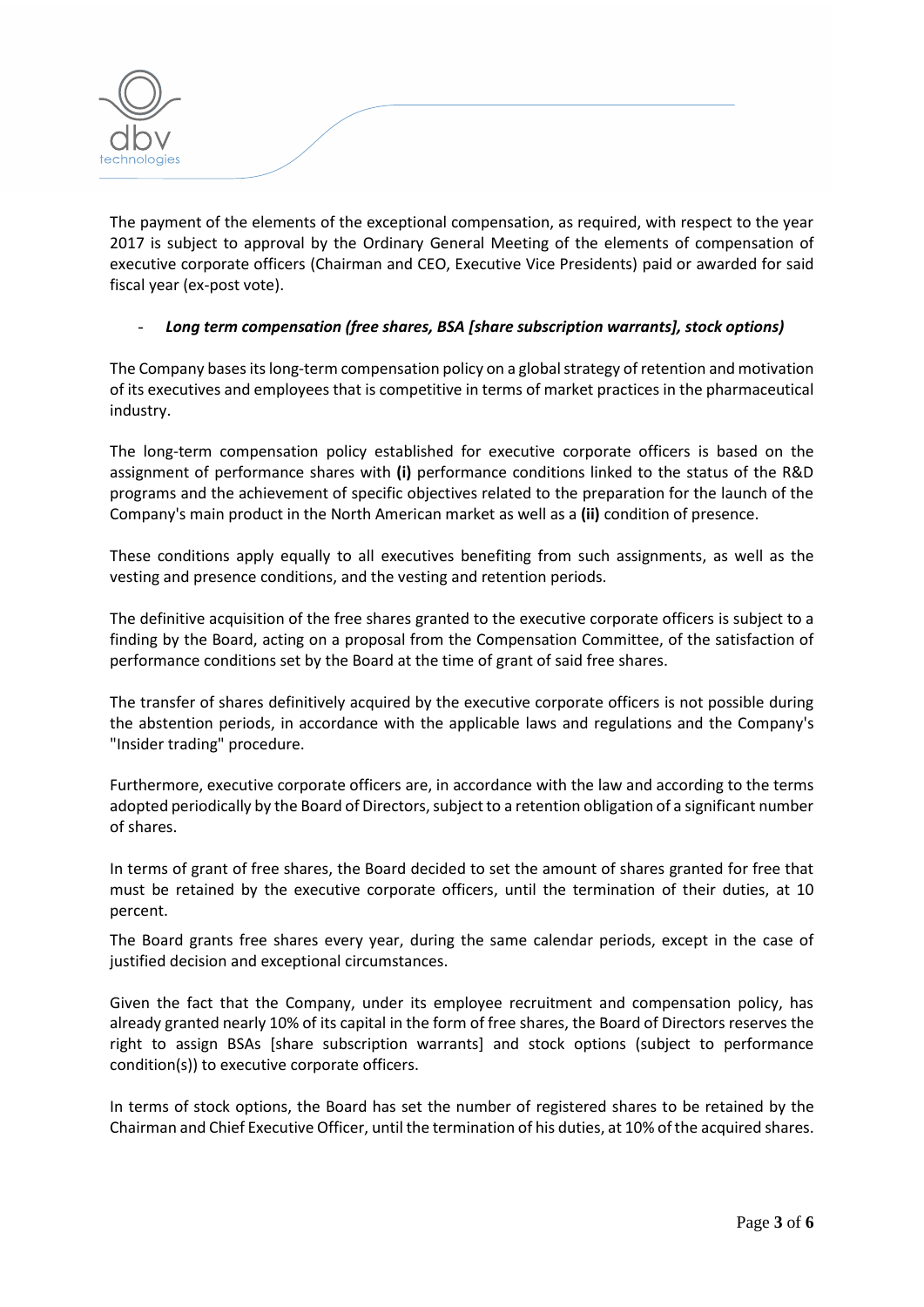The payment of the elements of the exceptional compensation, as required, with respect to the year 2017 is subject to approval by the Ordinary General Meeting of the elements of compensation of executive corporate officers (Chairman and CEO, Executive Vice Presidents) paid or awarded for said fiscal year (ex-post vote).

- ***Long term compensation (free shares, BSA [share subscription warrants], stock options)***

The Company bases its long-term compensation policy on a global strategy of retention and motivation of its executives and employees that is competitive in terms of market practices in the pharmaceutical industry.

The long-term compensation policy established for executive corporate officers is based on the assignment of performance shares with **(i)** performance conditions linked to the status of the R&D programs and the achievement of specific objectives related to the preparation for the launch of the Company's main product in the North American market as well as a **(ii)** condition of presence.

These conditions apply equally to all executives benefiting from such assignments, as well as the vesting and presence conditions, and the vesting and retention periods.

The definitive acquisition of the free shares granted to the executive corporate officers is subject to a finding by the Board, acting on a proposal from the Compensation Committee, of the satisfaction of performance conditions set by the Board at the time of grant of said free shares.

The transfer of shares definitively acquired by the executive corporate officers is not possible during the abstention periods, in accordance with the applicable laws and regulations and the Company's "Insider trading" procedure.

Furthermore, executive corporate officers are, in accordance with the law and according to the terms adopted periodically by the Board of Directors, subject to a retention obligation of a significant number of shares.

In terms of grant of free shares, the Board decided to set the amount of shares granted for free that must be retained by the executive corporate officers, until the termination of their duties, at 10 percent.

The Board grants free shares every year, during the same calendar periods, except in the case of justified decision and exceptional circumstances.

Given the fact that the Company, under its employee recruitment and compensation policy, has already granted nearly 10% of its capital in the form of free shares, the Board of Directors reserves the right to assign BSAs [share subscription warrants] and stock options (subject to performance condition(s)) to executive corporate officers.

In terms of stock options, the Board has set the number of registered shares to be retained by the Chairman and Chief Executive Officer, until the termination of his duties, at 10% of the acquired shares.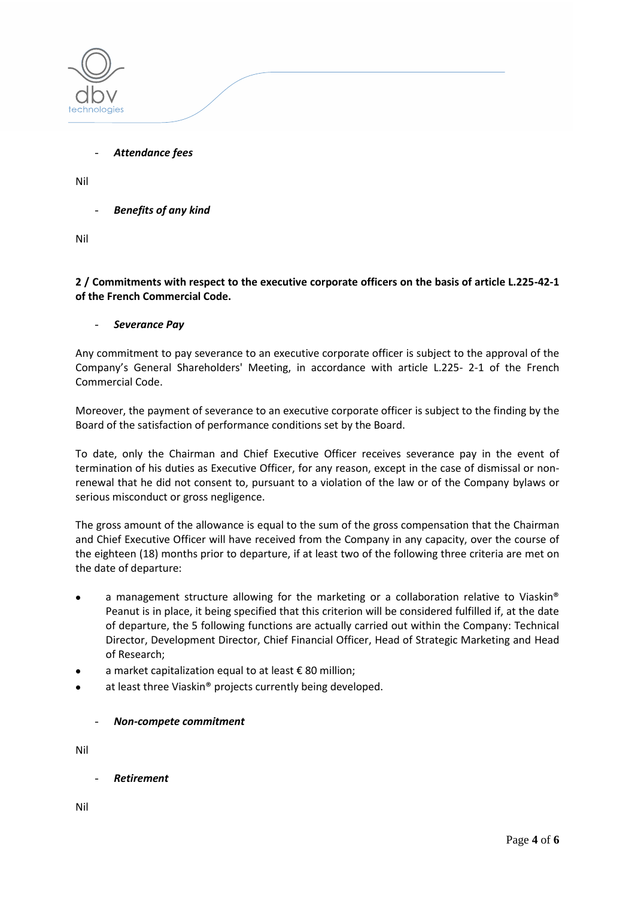- ***Attendance fees***

Nil

- ***Benefits of any kind***

Nil

**2 / Commitments with respect to the executive corporate officers on the basis of article L.225-42-1 of the French Commercial Code.**

- ***Severance Pay***

Any commitment to pay severance to an executive corporate officer is subject to the approval of the Company's General Shareholders' Meeting, in accordance with article L.225- 2-1 of the French Commercial Code.

Moreover, the payment of severance to an executive corporate officer is subject to the finding by the Board of the satisfaction of performance conditions set by the Board.

To date, only the Chairman and Chief Executive Officer receives severance pay in the event of termination of his duties as Executive Officer, for any reason, except in the case of dismissal or non-renewal that he did not consent to, pursuant to a violation of the law or of the Company bylaws or serious misconduct or gross negligence.

The gross amount of the allowance is equal to the sum of the gross compensation that the Chairman and Chief Executive Officer will have received from the Company in any capacity, over the course of the eighteen (18) months prior to departure, if at least two of the following three criteria are met on the date of departure:

- a management structure allowing for the marketing or a collaboration relative to Viaskin® Peanut is in place, it being specified that this criterion will be considered fulfilled if, at the date of departure, the 5 following functions are actually carried out within the Company: Technical Director, Development Director, Chief Financial Officer, Head of Strategic Marketing and Head of Research;
- a market capitalization equal to at least € 80 million;
- at least three Viaskin® projects currently being developed.

- ***Non-compete commitment***

Nil

- ***Retirement***

Nil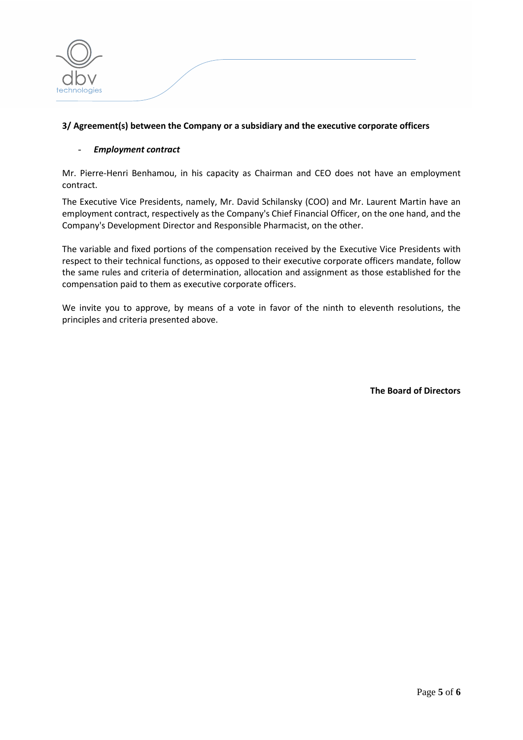### 3/ Agreement(s) between the Company or a subsidiary and the executive corporate officers

- ***Employment contract***

Mr. Pierre-Henri Benhamou, in his capacity as Chairman and CEO does not have an employment contract.

The Executive Vice Presidents, namely, Mr. David Schilansky (COO) and Mr. Laurent Martin have an employment contract, respectively as the Company's Chief Financial Officer, on the one hand, and the Company's Development Director and Responsible Pharmacist, on the other.

The variable and fixed portions of the compensation received by the Executive Vice Presidents with respect to their technical functions, as opposed to their executive corporate officers mandate, follow the same rules and criteria of determination, allocation and assignment as those established for the compensation paid to them as executive corporate officers.

We invite you to approve, by means of a vote in favor of the ninth to eleventh resolutions, the principles and criteria presented above.

**The Board of Directors**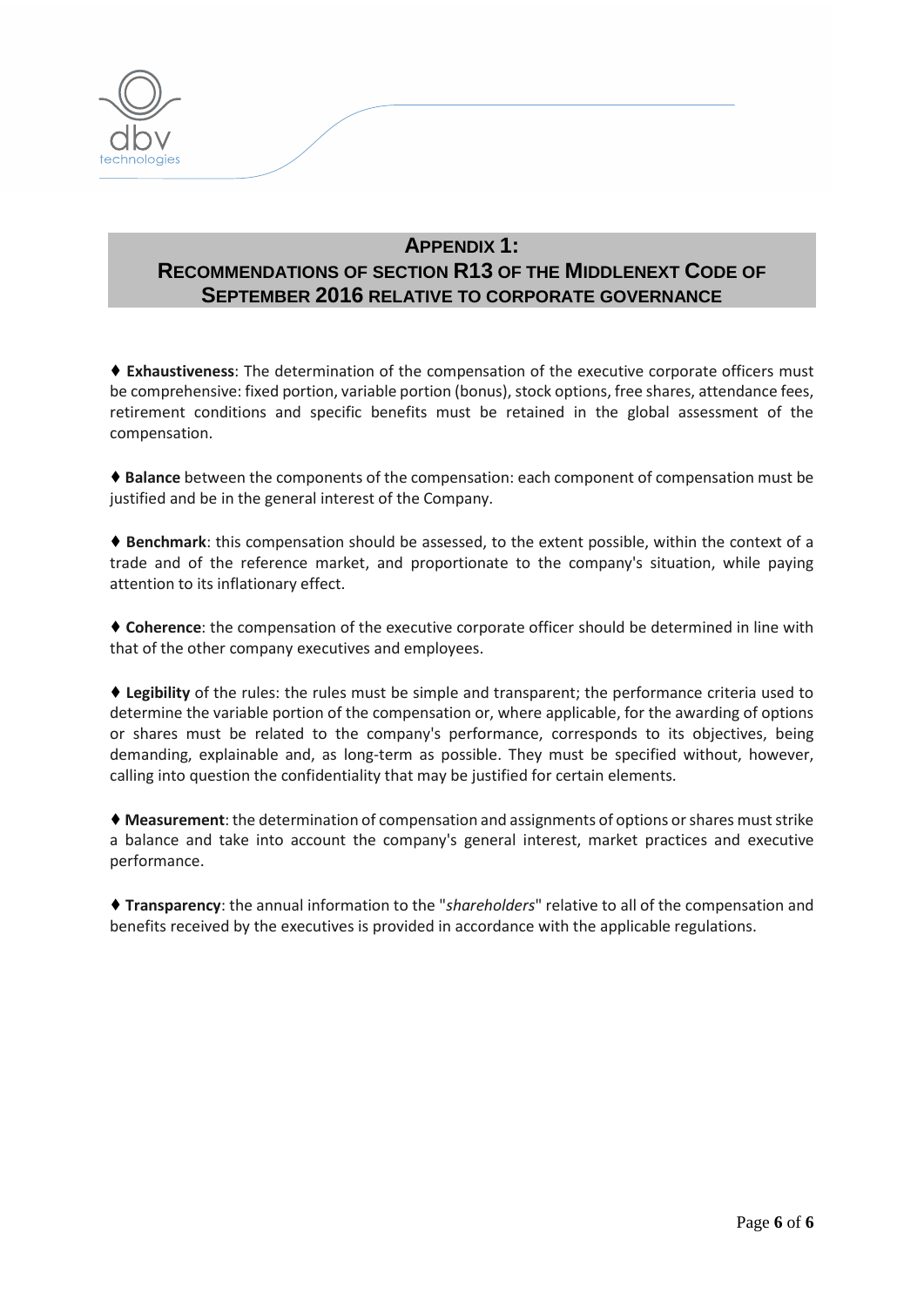# APPENDIX 1:
## RECOMMENDATIONS OF SECTION R13 OF THE MIDDLENEXT CODE OF SEPTEMBER 2016 RELATIVE TO CORPORATE GOVERNANCE

♦ **Exhaustiveness**: The determination of the compensation of the executive corporate officers must be comprehensive: fixed portion, variable portion (bonus), stock options, free shares, attendance fees, retirement conditions and specific benefits must be retained in the global assessment of the compensation.

♦ **Balance** between the components of the compensation: each component of compensation must be justified and be in the general interest of the Company.

♦ **Benchmark**: this compensation should be assessed, to the extent possible, within the context of a trade and of the reference market, and proportionate to the company's situation, while paying attention to its inflationary effect.

♦ **Coherence**: the compensation of the executive corporate officer should be determined in line with that of the other company executives and employees.

♦ **Legibility** of the rules: the rules must be simple and transparent; the performance criteria used to determine the variable portion of the compensation or, where applicable, for the awarding of options or shares must be related to the company's performance, corresponds to its objectives, being demanding, explainable and, as long-term as possible. They must be specified without, however, calling into question the confidentiality that may be justified for certain elements.

♦ **Measurement**: the determination of compensation and assignments of options or shares must strike a balance and take into account the company's general interest, market practices and executive performance.

♦ **Transparency**: the annual information to the "*shareholders*" relative to all of the compensation and benefits received by the executives is provided in accordance with the applicable regulations.